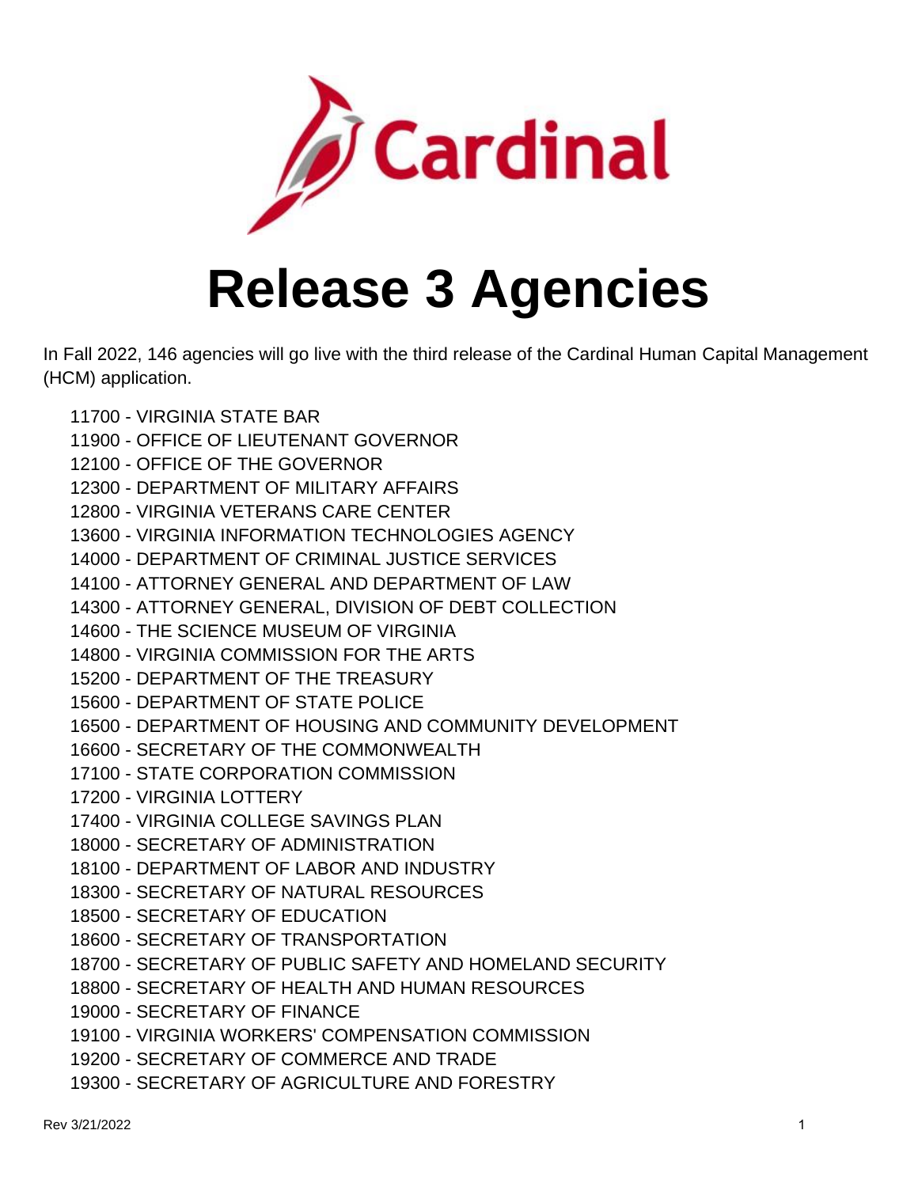Cardinal

# Release 3 Agencies

In Fall 2022, 146 agencies will go live with the third release of the Cardinal Human Capital Management (HCM) application.

- 11700 - VIRGINIA STATE BAR
- 11900 - OFFICE OF LIEUTENANT GOVERNOR
- 12100 - OFFICE OF THE GOVERNOR
- 12300 - DEPARTMENT OF MILITARY AFFAIRS
- 12800 - VIRGINIA VETERANS CARE CENTER
- 13600 - VIRGINIA INFORMATION TECHNOLOGIES AGENCY
- 14000 - DEPARTMENT OF CRIMINAL JUSTICE SERVICES
- 14100 - ATTORNEY GENERAL AND DEPARTMENT OF LAW
- 14300 - ATTORNEY GENERAL, DIVISION OF DEBT COLLECTION
- 14600 - THE SCIENCE MUSEUM OF VIRGINIA
- 14800 - VIRGINIA COMMISSION FOR THE ARTS
- 15200 - DEPARTMENT OF THE TREASURY
- 15600 - DEPARTMENT OF STATE POLICE
- 16500 - DEPARTMENT OF HOUSING AND COMMUNITY DEVELOPMENT
- 16600 - SECRETARY OF THE COMMONWEALTH
- 17100 - STATE CORPORATION COMMISSION
- 17200 - VIRGINIA LOTTERY
- 17400 - VIRGINIA COLLEGE SAVINGS PLAN
- 18000 - SECRETARY OF ADMINISTRATION
- 18100 - DEPARTMENT OF LABOR AND INDUSTRY
- 18300 - SECRETARY OF NATURAL RESOURCES
- 18500 - SECRETARY OF EDUCATION
- 18600 - SECRETARY OF TRANSPORTATION
- 18700 - SECRETARY OF PUBLIC SAFETY AND HOMELAND SECURITY
- 18800 - SECRETARY OF HEALTH AND HUMAN RESOURCES
- 19000 - SECRETARY OF FINANCE
- 19100 - VIRGINIA WORKERS' COMPENSATION COMMISSION
- 19200 - SECRETARY OF COMMERCE AND TRADE
- 19300 - SECRETARY OF AGRICULTURE AND FORESTRY

Rev 3/21/2022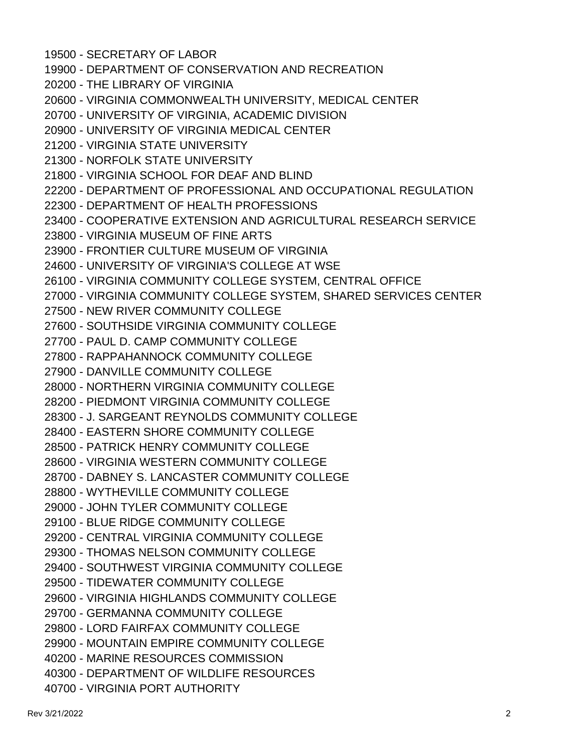19500 - SECRETARY OF LABOR
19900 - DEPARTMENT OF CONSERVATION AND RECREATION
20200 - THE LIBRARY OF VIRGINIA
20600 - VIRGINIA COMMONWEALTH UNIVERSITY, MEDICAL CENTER
20700 - UNIVERSITY OF VIRGINIA, ACADEMIC DIVISION
20900 - UNIVERSITY OF VIRGINIA MEDICAL CENTER
21200 - VIRGINIA STATE UNIVERSITY
21300 - NORFOLK STATE UNIVERSITY
21800 - VIRGINIA SCHOOL FOR DEAF AND BLIND
22200 - DEPARTMENT OF PROFESSIONAL AND OCCUPATIONAL REGULATION
22300 - DEPARTMENT OF HEALTH PROFESSIONS
23400 - COOPERATIVE EXTENSION AND AGRICULTURAL RESEARCH SERVICE
23800 - VIRGINIA MUSEUM OF FINE ARTS
23900 - FRONTIER CULTURE MUSEUM OF VIRGINIA
24600 - UNIVERSITY OF VIRGINIA'S COLLEGE AT WSE
26100 - VIRGINIA COMMUNITY COLLEGE SYSTEM, CENTRAL OFFICE
27000 - VIRGINIA COMMUNITY COLLEGE SYSTEM, SHARED SERVICES CENTER
27500 - NEW RIVER COMMUNITY COLLEGE
27600 - SOUTHSIDE VIRGINIA COMMUNITY COLLEGE
27700 - PAUL D. CAMP COMMUNITY COLLEGE
27800 - RAPPAHANNOCK COMMUNITY COLLEGE
27900 - DANVILLE COMMUNITY COLLEGE
28000 - NORTHERN VIRGINIA COMMUNITY COLLEGE
28200 - PIEDMONT VIRGINIA COMMUNITY COLLEGE
28300 - J. SARGEANT REYNOLDS COMMUNITY COLLEGE
28400 - EASTERN SHORE COMMUNITY COLLEGE
28500 - PATRICK HENRY COMMUNITY COLLEGE
28600 - VIRGINIA WESTERN COMMUNITY COLLEGE
28700 - DABNEY S. LANCASTER COMMUNITY COLLEGE
28800 - WYTHEVILLE COMMUNITY COLLEGE
29000 - JOHN TYLER COMMUNITY COLLEGE
29100 - BLUE RIDGE COMMUNITY COLLEGE
29200 - CENTRAL VIRGINIA COMMUNITY COLLEGE
29300 - THOMAS NELSON COMMUNITY COLLEGE
29400 - SOUTHWEST VIRGINIA COMMUNITY COLLEGE
29500 - TIDEWATER COMMUNITY COLLEGE
29600 - VIRGINIA HIGHLANDS COMMUNITY COLLEGE
29700 - GERMANNA COMMUNITY COLLEGE
29800 - LORD FAIRFAX COMMUNITY COLLEGE
29900 - MOUNTAIN EMPIRE COMMUNITY COLLEGE
40200 - MARINE RESOURCES COMMISSION
40300 - DEPARTMENT OF WILDLIFE RESOURCES
40700 - VIRGINIA PORT AUTHORITY

Rev 3/21/2022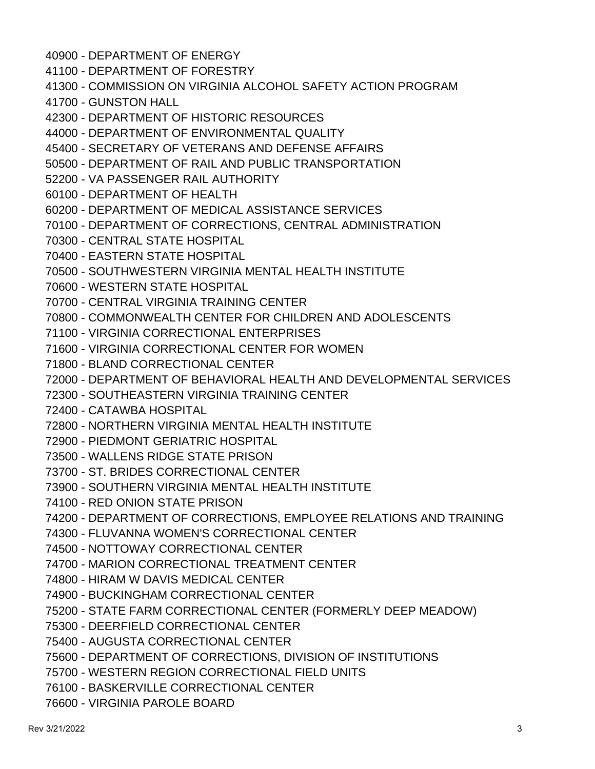40900 - DEPARTMENT OF ENERGY
41100 - DEPARTMENT OF FORESTRY
41300 - COMMISSION ON VIRGINIA ALCOHOL SAFETY ACTION PROGRAM
41700 - GUNSTON HALL
42300 - DEPARTMENT OF HISTORIC RESOURCES
44000 - DEPARTMENT OF ENVIRONMENTAL QUALITY
45400 - SECRETARY OF VETERANS AND DEFENSE AFFAIRS
50500 - DEPARTMENT OF RAIL AND PUBLIC TRANSPORTATION
52200 - VA PASSENGER RAIL AUTHORITY
60100 - DEPARTMENT OF HEALTH
60200 - DEPARTMENT OF MEDICAL ASSISTANCE SERVICES
70100 - DEPARTMENT OF CORRECTIONS, CENTRAL ADMINISTRATION
70300 - CENTRAL STATE HOSPITAL
70400 - EASTERN STATE HOSPITAL
70500 - SOUTHWESTERN VIRGINIA MENTAL HEALTH INSTITUTE
70600 - WESTERN STATE HOSPITAL
70700 - CENTRAL VIRGINIA TRAINING CENTER
70800 - COMMONWEALTH CENTER FOR CHILDREN AND ADOLESCENTS
71100 - VIRGINIA CORRECTIONAL ENTERPRISES
71600 - VIRGINIA CORRECTIONAL CENTER FOR WOMEN
71800 - BLAND CORRECTIONAL CENTER
72000 - DEPARTMENT OF BEHAVIORAL HEALTH AND DEVELOPMENTAL SERVICES
72300 - SOUTHEASTERN VIRGINIA TRAINING CENTER
72400 - CATAWBA HOSPITAL
72800 - NORTHERN VIRGINIA MENTAL HEALTH INSTITUTE
72900 - PIEDMONT GERIATRIC HOSPITAL
73500 - WALLENS RIDGE STATE PRISON
73700 - ST. BRIDES CORRECTIONAL CENTER
73900 - SOUTHERN VIRGINIA MENTAL HEALTH INSTITUTE
74100 - RED ONION STATE PRISON
74200 - DEPARTMENT OF CORRECTIONS, EMPLOYEE RELATIONS AND TRAINING
74300 - FLUVANNA WOMEN'S CORRECTIONAL CENTER
74500 - NOTTOWAY CORRECTIONAL CENTER
74700 - MARION CORRECTIONAL TREATMENT CENTER
74800 - HIRAM W DAVIS MEDICAL CENTER
74900 - BUCKINGHAM CORRECTIONAL CENTER
75200 - STATE FARM CORRECTIONAL CENTER (FORMERLY DEEP MEADOW)
75300 - DEERFIELD CORRECTIONAL CENTER
75400 - AUGUSTA CORRECTIONAL CENTER
75600 - DEPARTMENT OF CORRECTIONS, DIVISION OF INSTITUTIONS
75700 - WESTERN REGION CORRECTIONAL FIELD UNITS
76100 - BASKERVILLE CORRECTIONAL CENTER
76600 - VIRGINIA PAROLE BOARD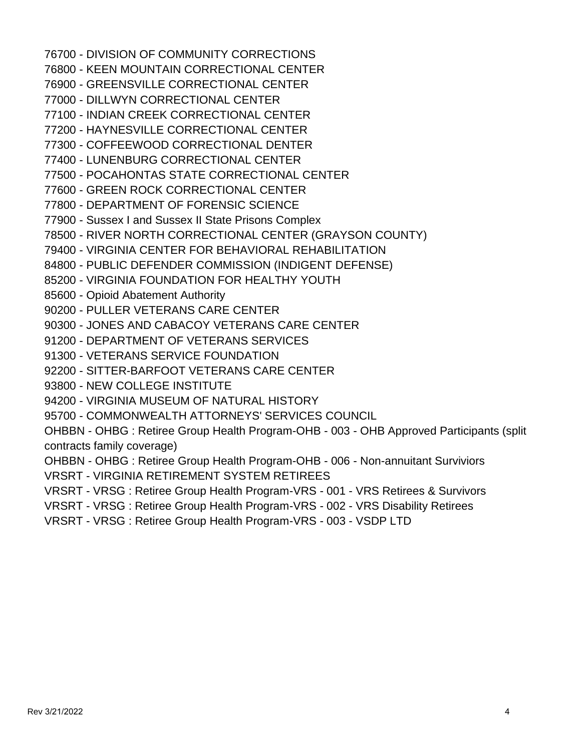76700 - DIVISION OF COMMUNITY CORRECTIONS
76800 - KEEN MOUNTAIN CORRECTIONAL CENTER
76900 - GREENSVILLE CORRECTIONAL CENTER
77000 - DILLWYN CORRECTIONAL CENTER
77100 - INDIAN CREEK CORRECTIONAL CENTER
77200 - HAYNESVILLE CORRECTIONAL CENTER
77300 - COFFEEWOOD CORRECTIONAL DENTER
77400 - LUNENBURG CORRECTIONAL CENTER
77500 - POCAHONTAS STATE CORRECTIONAL CENTER
77600 - GREEN ROCK CORRECTIONAL CENTER
77800 - DEPARTMENT OF FORENSIC SCIENCE
77900 - Sussex I and Sussex II State Prisons Complex
78500 - RIVER NORTH CORRECTIONAL CENTER (GRAYSON COUNTY)
79400 - VIRGINIA CENTER FOR BEHAVIORAL REHABILITATION
84800 - PUBLIC DEFENDER COMMISSION (INDIGENT DEFENSE)
85200 - VIRGINIA FOUNDATION FOR HEALTHY YOUTH
85600 - Opioid Abatement Authority
90200 - PULLER VETERANS CARE CENTER
90300 - JONES AND CABACOY VETERANS CARE CENTER
91200 - DEPARTMENT OF VETERANS SERVICES
91300 - VETERANS SERVICE FOUNDATION
92200 - SITTER-BARFOOT VETERANS CARE CENTER
93800 - NEW COLLEGE INSTITUTE
94200 - VIRGINIA MUSEUM OF NATURAL HISTORY
95700 - COMMONWEALTH ATTORNEYS' SERVICES COUNCIL
OHBBN - OHBG : Retiree Group Health Program-OHB - 003 - OHB Approved Participants (split contracts family coverage)
OHBBN - OHBG : Retiree Group Health Program-OHB - 006 - Non-annuitant Surviviors
VRSRT - VIRGINIA RETIREMENT SYSTEM RETIREES
VRSRT - VRSG : Retiree Group Health Program-VRS - 001 - VRS Retirees & Survivors
VRSRT - VRSG : Retiree Group Health Program-VRS - 002 - VRS Disability Retirees
VRSRT - VRSG : Retiree Group Health Program-VRS - 003 - VSDP LTD